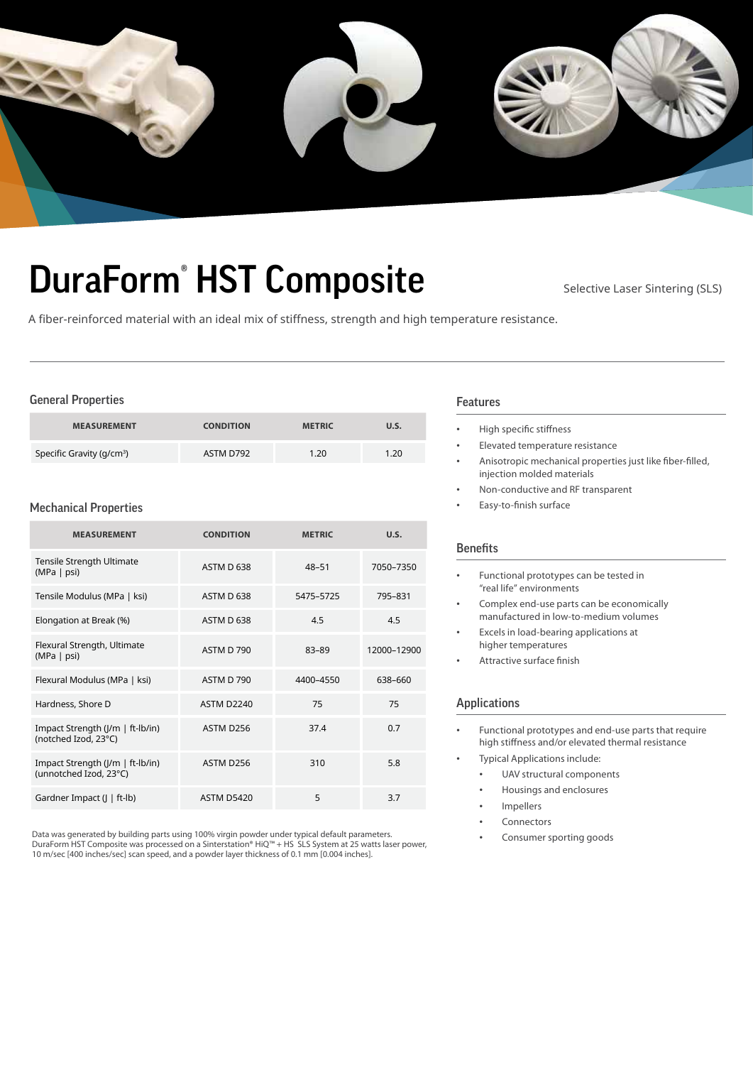# DuraForm® HST Composite

Selective Laser Sintering (SLS)

A fiber-reinforced material with an ideal mix of stiffness, strength and high temperature resistance.

## General Properties

| MEASUREMENT | CONDITION | METRIC | U.S. |
|---|---|---|---|
| Specific Gravity (g/cm³) | ASTM D792 | 1.20 | 1.20 |

## Mechanical Properties

| MEASUREMENT | CONDITION | METRIC | U.S. |
|---|---|---|---|
| Tensile Strength Ultimate (MPa \| psi) | ASTM D 638 | 48–51 | 7050–7350 |
| Tensile Modulus (MPa \| ksi) | ASTM D 638 | 5475–5725 | 795–831 |
| Elongation at Break (%) | ASTM D 638 | 4.5 | 4.5 |
| Flexural Strength, Ultimate (MPa \| psi) | ASTM D 790 | 83–89 | 12000–12900 |
| Flexural Modulus (MPa \| ksi) | ASTM D 790 | 4400–4550 | 638–660 |
| Hardness, Shore D | ASTM D2240 | 75 | 75 |
| Impact Strength (J/m \| ft-lb/in) (notched Izod, 23°C) | ASTM D256 | 37.4 | 0.7 |
| Impact Strength (J/m \| ft-lb/in) (unnotched Izod, 23°C) | ASTM D256 | 310 | 5.8 |
| Gardner Impact (J \| ft-lb) | ASTM D5420 | 5 | 3.7 |

Data was generated by building parts using 100% virgin powder under typical default parameters. DuraForm HST Composite was processed on a Sinterstation® HiQ™ + HS SLS System at 25 watts laser power, 10 m/sec [400 inches/sec] scan speed, and a powder layer thickness of 0.1 mm [0.004 inches].

## Features

- High specific stiffness
- Elevated temperature resistance
- Anisotropic mechanical properties just like fiber-filled, injection molded materials
- Non-conductive and RF transparent
- Easy-to-finish surface

## Benefits

- Functional prototypes can be tested in "real life" environments
- Complex end-use parts can be economically manufactured in low-to-medium volumes
- Excels in load-bearing applications at higher temperatures
- Attractive surface finish

## Applications

- Functional prototypes and end-use parts that require high stiffness and/or elevated thermal resistance
- Typical Applications include:
  - UAV structural components
  - Housings and enclosures
  - Impellers
  - Connectors
  - Consumer sporting goods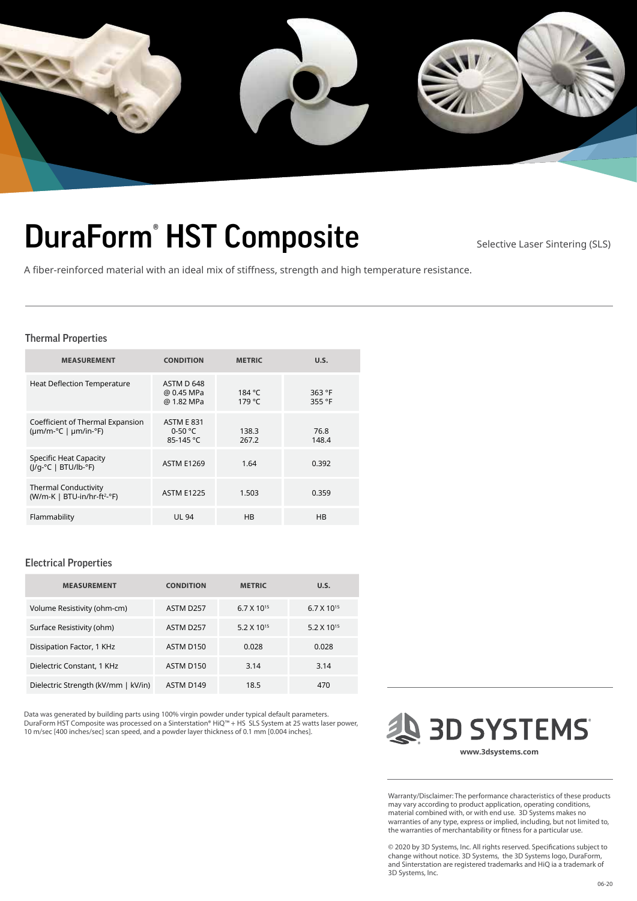# DuraForm® HST Composite

Selective Laser Sintering (SLS)

A fiber-reinforced material with an ideal mix of stiffness, strength and high temperature resistance.

## Thermal Properties

| MEASUREMENT | CONDITION | METRIC | U.S. |
|---|---|---|---|
| Heat Deflection Temperature | ASTM D 648<br>@ 0.45 MPa<br>@ 1.82 MPa | <br>184 °C<br>179 °C | <br>363 °F<br>355 °F |
| Coefficient of Thermal Expansion (μm/m-°C \| μm/in-°F) | ASTM E 831<br>0-50 °C<br>85-145 °C | <br>138.3<br>267.2 | <br>76.8<br>148.4 |
| Specific Heat Capacity (J/g-°C \| BTU/lb-°F) | ASTM E1269 | 1.64 | 0.392 |
| Thermal Conductivity (W/m-K \| BTU-in/hr-ft²-°F) | ASTM E1225 | 1.503 | 0.359 |
| Flammability | UL 94 | HB | HB |

## Electrical Properties

| MEASUREMENT | CONDITION | METRIC | U.S. |
|---|---|---|---|
| Volume Resistivity (ohm-cm) | ASTM D257 | $6.7 \times 10^{15}$ | $6.7 \times 10^{15}$ |
| Surface Resistivity (ohm) | ASTM D257 | $5.2 \times 10^{15}$ | $5.2 \times 10^{15}$ |
| Dissipation Factor, 1 KHz | ASTM D150 | 0.028 | 0.028 |
| Dielectric Constant, 1 KHz | ASTM D150 | 3.14 | 3.14 |
| Dielectric Strength (kV/mm \| kV/in) | ASTM D149 | 18.5 | 470 |

Data was generated by building parts using 100% virgin powder under typical default parameters. DuraForm HST Composite was processed on a Sinterstation® HiQ™ + HS SLS System at 25 watts laser power, 10 m/sec [400 inches/sec] scan speed, and a powder layer thickness of 0.1 mm [0.004 inches].

3D SYSTEMS®

www.3dsystems.com

Warranty/Disclaimer: The performance characteristics of these products may vary according to product application, operating conditions, material combined with, or with end use. 3D Systems makes no warranties of any type, express or implied, including, but not limited to, the warranties of merchantability or fitness for a particular use.

© 2020 by 3D Systems, Inc. All rights reserved. Specifications subject to change without notice. 3D Systems, the 3D Systems logo, DuraForm, and Sinterstation are registered trademarks and HiQ ia a trademark of 3D Systems, Inc.

06-20